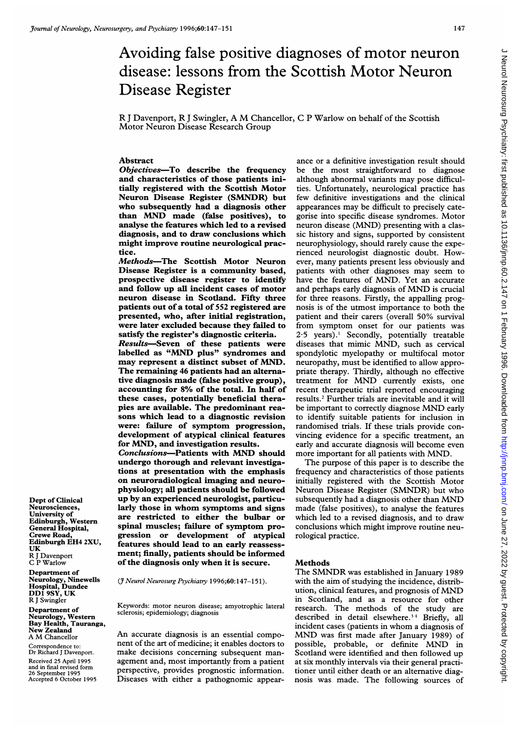# Avoiding false positive diagnoses of motor neuron disease: lessons from the Scottish Motor Neuron Disease Register

R J Davenport, R J Swingler, A M Chancellor, C P Warlow on behalf of the Scottish Motor Neuron Disease Research Group

## Abstract

***Objectives*—To describe the frequency and characteristics of those patients initially registered with the Scottish Motor Neuron Disease Register (SMNDR) but who subsequently had a diagnosis other than MND made (false positives), to analyse the features which led to a revised diagnosis, and to draw conclusions which might improve routine neurological practice.**

***Methods*—The Scottish Motor Neuron Disease Register is a community based, prospective disease register to identify and follow up all incident cases of motor neuron disease in Scotland. Fifty three patients out of a total of 552 registered are presented, who, after initial registration, were later excluded because they failed to satisfy the register's diagnostic criteria.**

***Results*—Seven of these patients were labelled as "MND plus" syndromes and may represent a distinct subset of MND. The remaining 46 patients had an alternative diagnosis made (false positive group), accounting for 8% of the total. In half of these cases, potentially beneficial therapies are available. The predominant reasons which lead to a diagnostic revision were: failure of symptom progression, development of atypical clinical features for MND, and investigation results.**

***Conclusions*—Patients with MND should undergo thorough and relevant investigations at presentation with the emphasis on neuroradiological imaging and neurophysiology; all patients should be followed up by an experienced neurologist, particularly those in whom symptoms and signs are restricted to either the bulbar or spinal muscles; failure of symptom progression or development of atypical features should lead to an early reassessment; finally, patients should be informed of the diagnosis only when it is secure.**

(*J Neurol Neurosurg Psychiatry* 1996;60:147–151).

Keywords: motor neuron disease; amyotrophic lateral sclerosis; epidemiology; diagnosis

An accurate diagnosis is an essential component of the art of medicine; it enables doctors to make decisions concerning subsequent management and, most importantly from a patient perspective, provides prognostic information. Diseases with either a pathognomic appearance or a definitive investigation result should be the most straightforward to diagnose although abnormal variants may pose difficulties. Unfortunately, neurological practice has few definitive investigations and the clinical appearances may be difficult to precisely categorise into specific disease syndromes. Motor neuron disease (MND) presenting with a classic history and signs, supported by consistent neurophysiology, should rarely cause the experienced neurologist diagnostic doubt. However, many patients present less obviously and patients with other diagnoses may seem to have the features of MND. Yet an accurate and perhaps early diagnosis of MND is crucial for three reasons. Firstly, the appalling prognosis is of the utmost importance to both the patient and their carers (overall 50% survival from symptom onset for our patients was 2·5 years).[1] Secondly, potentially treatable diseases that mimic MND, such as cervical spondylotic myelopathy or multifocal motor neuropathy, must be identified to allow appropriate therapy. Thirdly, although no effective treatment for MND currently exists, one recent therapeutic trial reported encouraging results.[2] Further trials are inevitable and it will be important to correctly diagnose MND early to identify suitable patients for inclusion in randomised trials. If these trials provide convincing evidence for a specific treatment, an early and accurate diagnosis will become even more important for all patients with MND.

The purpose of this paper is to describe the frequency and characteristics of those patients initially registered with the Scottish Motor Neuron Disease Register (SMNDR) but who subsequently had a diagnosis other than MND made (false positives), to analyse the features which led to a revised diagnosis, and to draw conclusions which might improve routine neurological practice.

## Methods

The SMNDR was established in January 1989 with the aim of studying the incidence, distribution, clinical features, and prognosis of MND in Scotland, and as a resource for other research. The methods of the study are described in detail elsewhere.[3,4] Briefly, all incident cases (patients in whom a diagnosis of MND was first made after January 1989) of possible, probable, or definite MND in Scotland were identified and then followed up at six monthly intervals via their general practitioner until either death or an alternative diagnosis was made. The following sources of

Dept of Clinical Neurosciences, University of Edinburgh, Western General Hospital, Crewe Road, Edinburgh EH4 2XU, UK
R J Davenport
C P Warlow

Department of Neurology, Ninewells Hospital, Dundee DD1 9SY, UK
R J Swingler

Department of Neurology, Western Bay Health, Tauranga, New Zealand
A M Chancellor

Correspondence to: Dr Richard J Davenport.

Received 25 April 1995 and in final revised form 26 September 1995
Accepted 6 October 1995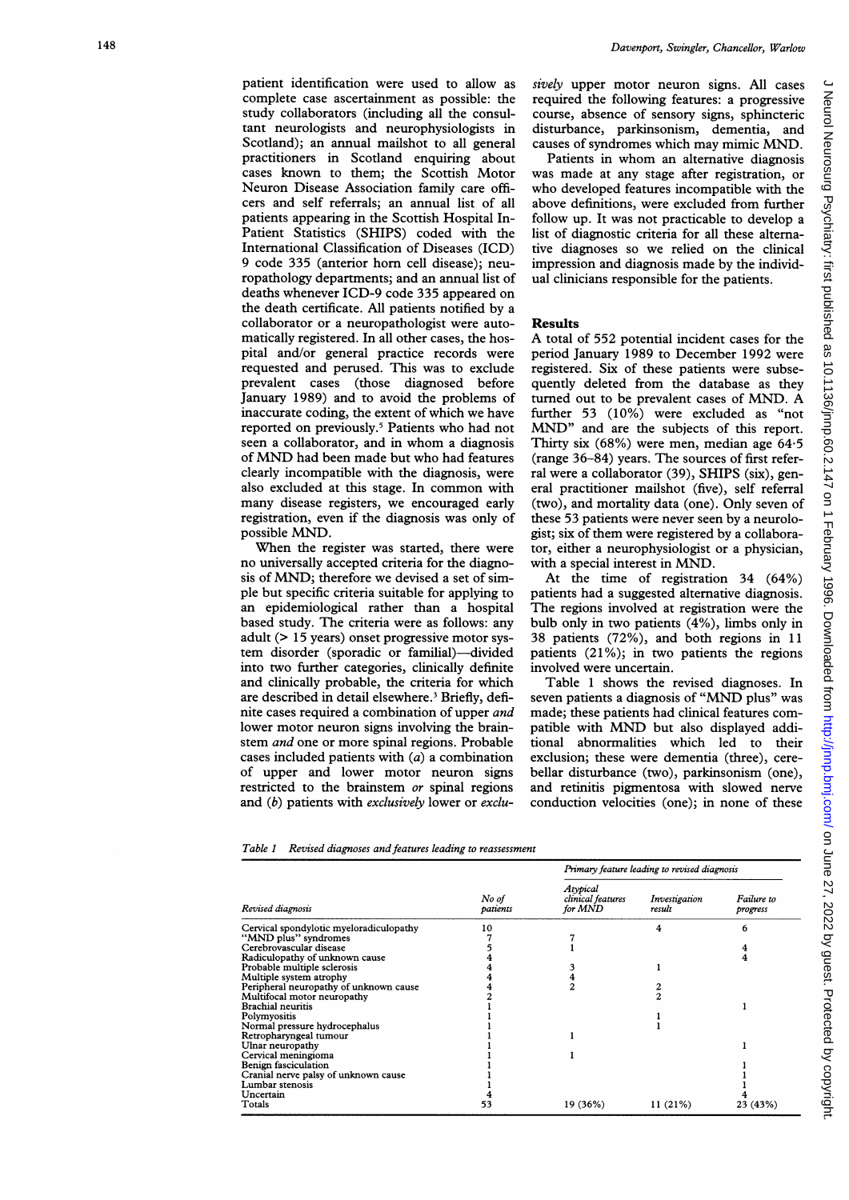patient identification were used to allow as complete case ascertainment as possible: the study collaborators (including all the consultant neurologists and neurophysiologists in Scotland); an annual mailshot to all general practitioners in Scotland enquiring about cases known to them; the Scottish Motor Neuron Disease Association family care officers and self referrals; an annual list of all patients appearing in the Scottish Hospital In-Patient Statistics (SHIPS) coded with the International Classification of Diseases (ICD) 9 code 335 (anterior horn cell disease); neuropathology departments; and an annual list of deaths whenever ICD-9 code 335 appeared on the death certificate. All patients notified by a collaborator or a neuropathologist were automatically registered. In all other cases, the hospital and/or general practice records were requested and perused. This was to exclude prevalent cases (those diagnosed before January 1989) and to avoid the problems of inaccurate coding, the extent of which we have reported on previously.[5] Patients who had not seen a collaborator, and in whom a diagnosis of MND had been made but who had features clearly incompatible with the diagnosis, were also excluded at this stage. In common with many disease registers, we encouraged early registration, even if the diagnosis was only of possible MND.

When the register was started, there were no universally accepted criteria for the diagnosis of MND; therefore we devised a set of simple but specific criteria suitable for applying to an epidemiological rather than a hospital based study. The criteria were as follows: any adult (> 15 years) onset progressive motor system disorder (sporadic or familial)—divided into two further categories, clinically definite and clinically probable, the criteria for which are described in detail elsewhere.[3] Briefly, definite cases required a combination of upper *and* lower motor neuron signs involving the brainstem *and* one or more spinal regions. Probable cases included patients with (*a*) a combination of upper and lower motor neuron signs restricted to the brainstem *or* spinal regions and (*b*) patients with *exclusively* lower or *exclusively* upper motor neuron signs. All cases required the following features: a progressive course, absence of sensory signs, sphincteric disturbance, parkinsonism, dementia, and causes of syndromes which may mimic MND.

Patients in whom an alternative diagnosis was made at any stage after registration, or who developed features incompatible with the above definitions, were excluded from further follow up. It was not practicable to develop a list of diagnostic criteria for all these alternative diagnoses so we relied on the clinical impression and diagnosis made by the individual clinicians responsible for the patients.

## Results

A total of 552 potential incident cases for the period January 1989 to December 1992 were registered. Six of these patients were subsequently deleted from the database as they turned out to be prevalent cases of MND. A further 53 (10%) were excluded as "not MND" and are the subjects of this report. Thirty six (68%) were men, median age 64·5 (range 36–84) years. The sources of first referral were a collaborator (39), SHIPS (six), general practitioner mailshot (five), self referral (two), and mortality data (one). Only seven of these 53 patients were never seen by a neurologist; six of them were registered by a collaborator, either a neurophysiologist or a physician, with a special interest in MND.

At the time of registration 34 (64%) patients had a suggested alternative diagnosis. The regions involved at registration were the bulb only in two patients (4%), limbs only in 38 patients (72%), and both regions in 11 patients (21%); in two patients the regions involved were uncertain.

Table 1 shows the revised diagnoses. In seven patients a diagnosis of "MND plus" was made; these patients had clinical features compatible with MND but also displayed additional abnormalities which led to their exclusion; these were dementia (three), cerebellar disturbance (two), parkinsonism (one), and retinitis pigmentosa with slowed nerve conduction velocities (one); in none of these

*Table 1 Revised diagnoses and features leading to reassessment*

| Revised diagnosis | No of patients | Primary feature leading to revised diagnosis | | |
|---|---|---|---|---|
| | | Atypical clinical features for MND | Investigation result | Failure to progress |
| Cervical spondylotic myeloradiculopathy | 10 | | 4 | 6 |
| "MND plus" syndromes | 7 | 7 | | |
| Cerebrovascular disease | 5 | 1 | | 4 |
| Radiculopathy of unknown cause | 4 | | | 4 |
| Probable multiple sclerosis | 4 | 3 | 1 | |
| Multiple system atrophy | 4 | 4 | | |
| Peripheral neuropathy of unknown cause | 4 | 2 | 2 | |
| Multifocal motor neuropathy | 2 | | 2 | |
| Brachial neuritis | 1 | | | 1 |
| Polymyositis | 1 | | 1 | |
| Normal pressure hydrocephalus | 1 | | 1 | |
| Retropharyngeal tumour | 1 | 1 | | |
| Ulnar neuropathy | 1 | | | 1 |
| Cervical meningioma | 1 | 1 | | |
| Benign fasciculation | 1 | | | 1 |
| Cranial nerve palsy of unknown cause | 1 | | | 1 |
| Lumbar stenosis | 1 | | | 1 |
| Uncertain | 4 | | | 4 |
| Totals | 53 | 19 (36%) | 11 (21%) | 23 (43%) |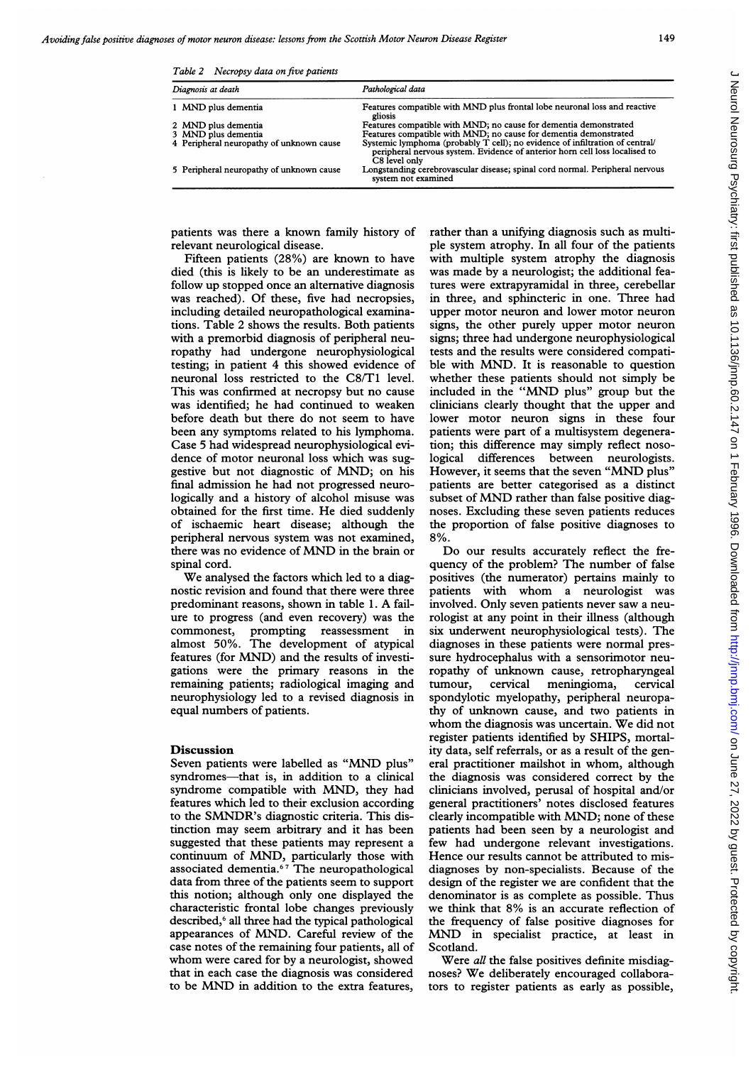*Table 2 Necropsy data on five patients*

| Diagnosis at death | Pathological data |
|---|---|
| 1 MND plus dementia | Features compatible with MND plus frontal lobe neuronal loss and reactive gliosis |
| 2 MND plus dementia | Features compatible with MND; no cause for dementia demonstrated |
| 3 MND plus dementia | Features compatible with MND; no cause for dementia demonstrated |
| 4 Peripheral neuropathy of unknown cause | Systemic lymphoma (probably T cell); no evidence of infiltration of central/peripheral nervous system. Evidence of anterior horn cell loss localised to C8 level only |
| 5 Peripheral neuropathy of unknown cause | Longstanding cerebrovascular disease; spinal cord normal. Peripheral nervous system not examined |

patients was there a known family history of relevant neurological disease.

Fifteen patients (28%) are known to have died (this is likely to be an underestimate as follow up stopped once an alternative diagnosis was reached). Of these, five had necropsies, including detailed neuropathological examinations. Table 2 shows the results. Both patients with a premorbid diagnosis of peripheral neuropathy had undergone neurophysiological testing; in patient 4 this showed evidence of neuronal loss restricted to the C8/T1 level. This was confirmed at necropsy but no cause was identified; he had continued to weaken before death but there do not seem to have been any symptoms related to his lymphoma. Case 5 had widespread neurophysiological evidence of motor neuronal loss which was suggestive but not diagnostic of MND; on his final admission he had not progressed neurologically and a history of alcohol misuse was obtained for the first time. He died suddenly of ischaemic heart disease; although the peripheral nervous system was not examined, there was no evidence of MND in the brain or spinal cord.

We analysed the factors which led to a diagnostic revision and found that there were three predominant reasons, shown in table 1. A failure to progress (and even recovery) was the commonest, prompting reassessment in almost 50%. The development of atypical features (for MND) and the results of investigations were the primary reasons in the remaining patients; radiological imaging and neurophysiology led to a revised diagnosis in equal numbers of patients.

## Discussion

Seven patients were labelled as "MND plus" syndromes—that is, in addition to a clinical syndrome compatible with MND, they had features which led to their exclusion according to the SMNDR's diagnostic criteria. This distinction may seem arbitrary and it has been suggested that these patients may represent a continuum of MND, particularly those with associated dementia.[6 7] The neuropathological data from three of the patients seem to support this notion; although only one displayed the characteristic frontal lobe changes previously described,[6] all three had the typical pathological appearances of MND. Careful review of the case notes of the remaining four patients, all of whom were cared for by a neurologist, showed that in each case the diagnosis was considered to be MND in addition to the extra features, rather than a unifying diagnosis such as multiple system atrophy. In all four of the patients with multiple system atrophy the diagnosis was made by a neurologist; the additional features were extrapyramidal in three, cerebellar in three, and sphincteric in one. Three had upper motor neuron and lower motor neuron signs, the other purely upper motor neuron signs; three had undergone neurophysiological tests and the results were considered compatible with MND. It is reasonable to question whether these patients should not simply be included in the "MND plus" group but the clinicians clearly thought that the upper and lower motor neuron signs in these four patients were part of a multisystem degeneration; this difference may simply reflect nosological differences between neurologists. However, it seems that the seven "MND plus" patients are better categorised as a distinct subset of MND rather than false positive diagnoses. Excluding these seven patients reduces the proportion of false positive diagnoses to 8%.

Do our results accurately reflect the frequency of the problem? The number of false positives (the numerator) pertains mainly to patients with whom a neurologist was involved. Only seven patients never saw a neurologist at any point in their illness (although six underwent neurophysiological tests). The diagnoses in these patients were normal pressure hydrocephalus with a sensorimotor neuropathy of unknown cause, retropharyngeal tumour, cervical meningioma, cervical spondylotic myelopathy, peripheral neuropathy of unknown cause, and two patients in whom the diagnosis was uncertain. We did not register patients identified by SHIPS, mortality data, self referrals, or as a result of the general practitioner mailshot in whom, although the diagnosis was considered correct by the clinicians involved, perusal of hospital and/or general practitioners' notes disclosed features clearly incompatible with MND; none of these patients had been seen by a neurologist and few had undergone relevant investigations. Hence our results cannot be attributed to misdiagnoses by non-specialists. Because of the design of the register we are confident that the denominator is as complete as possible. Thus we think that 8% is an accurate reflection of the frequency of false positive diagnoses for MND in specialist practice, at least in Scotland.

Were *all* the false positives definite misdiagnoses? We deliberately encouraged collaborators to register patients as early as possible,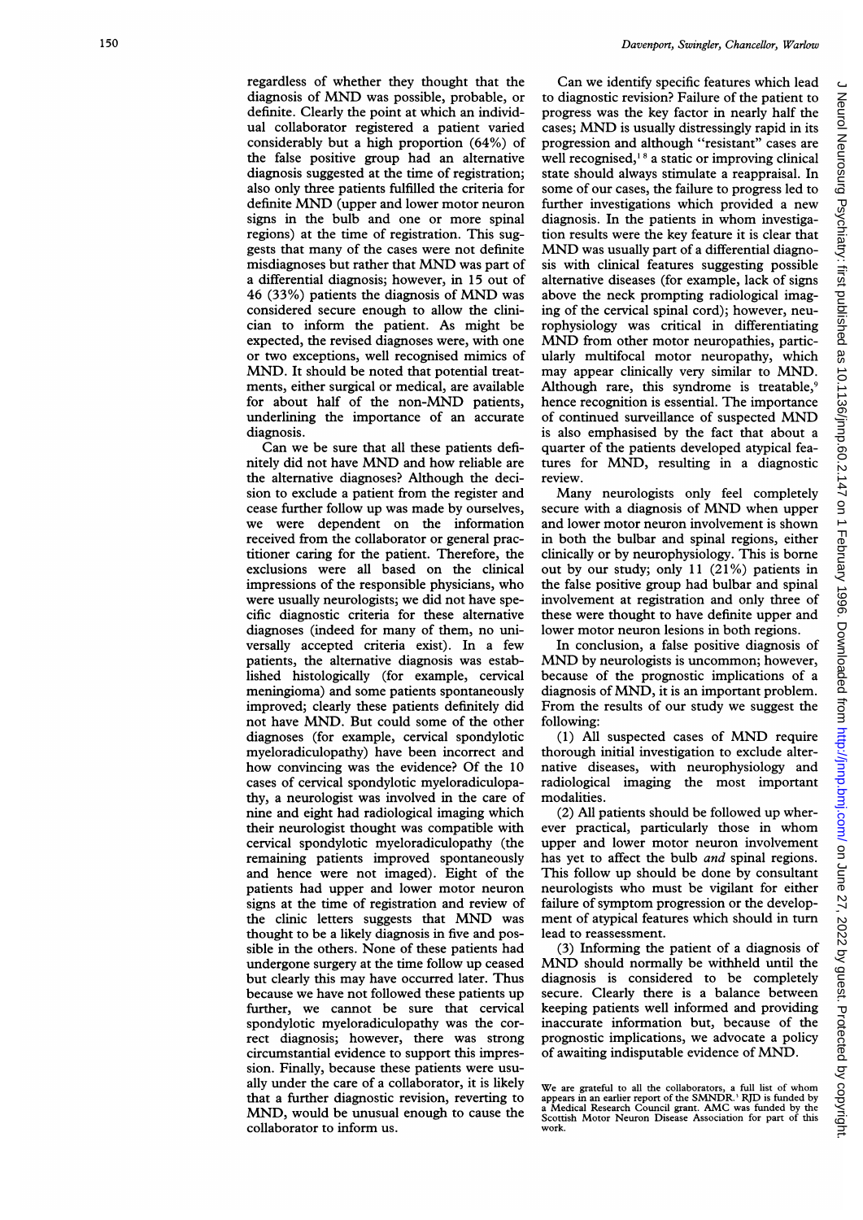regardless of whether they thought that the diagnosis of MND was possible, probable, or definite. Clearly the point at which an individual collaborator registered a patient varied considerably but a high proportion (64%) of the false positive group had an alternative diagnosis suggested at the time of registration; also only three patients fulfilled the criteria for definite MND (upper and lower motor neuron signs in the bulb and one or more spinal regions) at the time of registration. This suggests that many of the cases were not definite misdiagnoses but rather that MND was part of a differential diagnosis; however, in 15 out of 46 (33%) patients the diagnosis of MND was considered secure enough to allow the clinician to inform the patient. As might be expected, the revised diagnoses were, with one or two exceptions, well recognised mimics of MND. It should be noted that potential treatments, either surgical or medical, are available for about half of the non-MND patients, underlining the importance of an accurate diagnosis.

Can we be sure that all these patients definitely did not have MND and how reliable are the alternative diagnoses? Although the decision to exclude a patient from the register and cease further follow up was made by ourselves, we were dependent on the information received from the collaborator or general practitioner caring for the patient. Therefore, the exclusions were all based on the clinical impressions of the responsible physicians, who were usually neurologists; we did not have specific diagnostic criteria for these alternative diagnoses (indeed for many of them, no universally accepted criteria exist). In a few patients, the alternative diagnosis was established histologically (for example, cervical meningioma) and some patients spontaneously improved; clearly these patients definitely did not have MND. But could some of the other diagnoses (for example, cervical spondylotic myeloradiculopathy) have been incorrect and how convincing was the evidence? Of the 10 cases of cervical spondylotic myeloradiculopathy, a neurologist was involved in the care of nine and eight had radiological imaging which their neurologist thought was compatible with cervical spondylotic myeloradiculopathy (the remaining patients improved spontaneously and hence were not imaged). Eight of the patients had upper and lower motor neuron signs at the time of registration and review of the clinic letters suggests that MND was thought to be a likely diagnosis in five and possible in the others. None of these patients had undergone surgery at the time follow up ceased but clearly this may have occurred later. Thus because we have not followed these patients up further, we cannot be sure that cervical spondylotic myeloradiculopathy was the correct diagnosis; however, there was strong circumstantial evidence to support this impression. Finally, because these patients were usually under the care of a collaborator, it is likely that a further diagnostic revision, reverting to MND, would be unusual enough to cause the collaborator to inform us.

Can we identify specific features which lead to diagnostic revision? Failure of the patient to progress was the key factor in nearly half the cases; MND is usually distressingly rapid in its progression and although "resistant" cases are well recognised,[1 8] a static or improving clinical state should always stimulate a reappraisal. In some of our cases, the failure to progress led to further investigations which provided a new diagnosis. In the patients in whom investigation results were the key feature it is clear that MND was usually part of a differential diagnosis with clinical features suggesting possible alternative diseases (for example, lack of signs above the neck prompting radiological imaging of the cervical spinal cord); however, neurophysiology was critical in differentiating MND from other motor neuropathies, particularly multifocal motor neuropathy, which may appear clinically very similar to MND. Although rare, this syndrome is treatable,[9] hence recognition is essential. The importance of continued surveillance of suspected MND is also emphasised by the fact that about a quarter of the patients developed atypical features for MND, resulting in a diagnostic review.

Many neurologists only feel completely secure with a diagnosis of MND when upper and lower motor neuron involvement is shown in both the bulbar and spinal regions, either clinically or by neurophysiology. This is borne out by our study; only 11 (21%) patients in the false positive group had bulbar and spinal involvement at registration and only three of these were thought to have definite upper and lower motor neuron lesions in both regions.

In conclusion, a false positive diagnosis of MND by neurologists is uncommon; however, because of the prognostic implications of a diagnosis of MND, it is an important problem. From the results of our study we suggest the following:

(1) All suspected cases of MND require thorough initial investigation to exclude alternative diseases, with neurophysiology and radiological imaging the most important modalities.

(2) All patients should be followed up wherever practical, particularly those in whom upper and lower motor neuron involvement has yet to affect the bulb *and* spinal regions. This follow up should be done by consultant neurologists who must be vigilant for either failure of symptom progression or the development of atypical features which should in turn lead to reassessment.

(3) Informing the patient of a diagnosis of MND should normally be withheld until the diagnosis is considered to be completely secure. Clearly there is a balance between keeping patients well informed and providing inaccurate information but, because of the prognostic implications, we advocate a policy of awaiting indisputable evidence of MND.

We are grateful to all the collaborators, a full list of whom appears in an earlier report of the SMNDR.[1] RJD is funded by a Medical Research Council grant. AMC was funded by the Scottish Motor Neuron Disease Association for part of this work.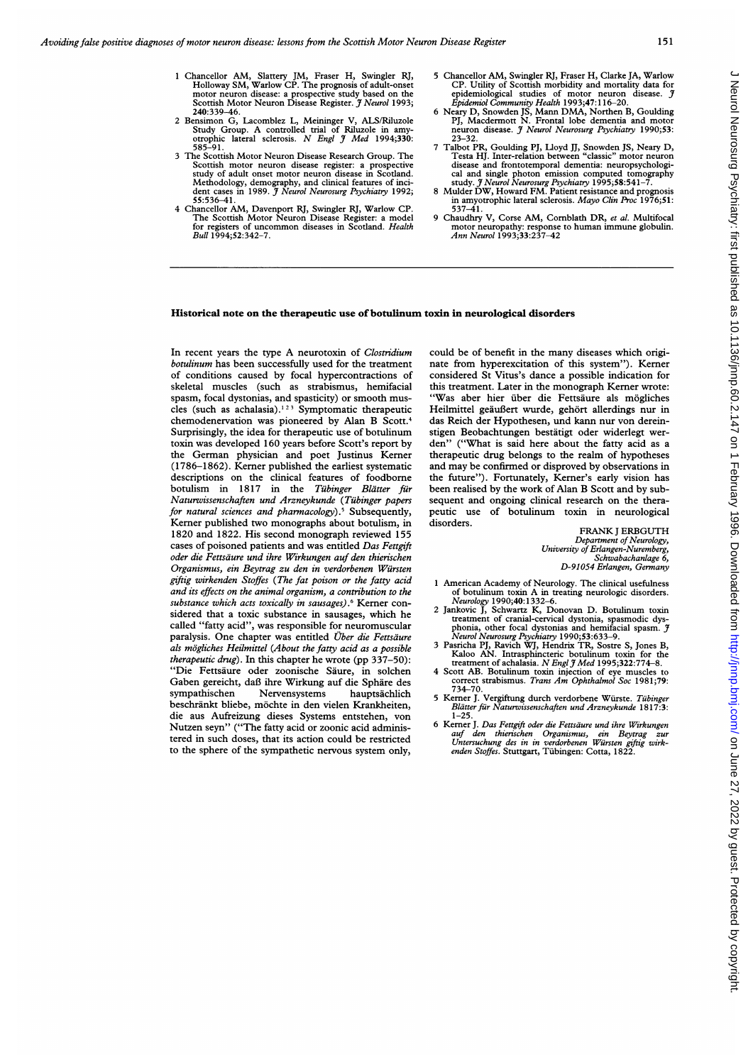1. Chancellor AM, Slattery JM, Fraser H, Swingler RJ, Holloway SM, Warlow CP. The prognosis of adult-onset motor neuron disease: a prospective study based on the Scottish Motor Neuron Disease Register. *J Neurol* 1993; 240:339–46.
2. Bensimon G, Lacomblez L, Meininger V, ALS/Riluzole Study Group. A controlled trial of Riluzole in amyotrophic lateral sclerosis. *N Engl J Med* 1994;**330**: 585–91.
3. The Scottish Motor Neuron Disease Research Group. The Scottish motor neuron disease register: a prospective study of adult onset motor neuron disease in Scotland. Methodology, demography, and clinical features of incident cases in 1989. *J Neurol Neurosurg Psychiatry* 1992; 55:536–41.
4. Chancellor AM, Davenport RJ, Swingler RJ, Warlow CP. The Scottish Motor Neuron Disease Register: a model for registers of uncommon diseases in Scotland. *Health Bull* 1994;52:342–7.
5. Chancellor AM, Swingler RJ, Fraser H, Clarke JA, Warlow CP. Utility of Scottish morbidity and mortality data for epidemiological studies of motor neuron disease. *J Epidemiol Community Health* 1993;**47**:116–20.
6. Neary D, Snowden JS, Mann DMA, Northen B, Goulding PJ, Macdermott N. Frontal lobe dementia and motor neuron disease. *J Neurol Neurosurg Psychiatry* 1990;**53**: 23–32.
7. Talbot PR, Goulding PJ, Lloyd JJ, Snowden JS, Neary D, Testa HJ. Inter-relation between "classic" motor neuron disease and frontotemporal dementia: neuropsychological and single photon emission computed tomography study. *J Neurol Neurosurg Psychiatry* 1995;**58**:541–7.
8. Mulder DW, Howard FM. Patient resistance and prognosis in amyotrophic lateral sclerosis. *Mayo Clin Proc* 1976;**51**: 537–41.
9. Chaudhry V, Corse AM, Cornblath DR, *et al*. Multifocal motor neuropathy: response to human immune globulin. *Ann Neurol* 1993;**33**:237–42

## Historical note on the therapeutic use of botulinum toxin in neurological disorders

In recent years the type A neurotoxin of *Clostridium botulinum* has been successfully used for the treatment of conditions caused by focal hypercontractions of skeletal muscles (such as strabismus, hemifacial spasm, focal dystonias, and spasticity) or smooth muscles (such as achalasia).[1 2 3] Symptomatic therapeutic chemodenervation was pioneered by Alan B Scott.[4] Surprisingly, the idea for therapeutic use of botulinum toxin was developed 160 years before Scott's report by the German physician and poet Justinus Kerner (1786–1862). Kerner published the earliest systematic descriptions on the clinical features of foodborne botulism in 1817 in the *Tübinger Blätter für Naturwissenschaften und Arzneykunde* (*Tübinger papers for natural sciences and pharmacology*).[5] Subsequently, Kerner published two monographs about botulism, in 1820 and 1822. His second monograph reviewed 155 cases of poisoned patients and was entitled *Das Fettgift oder die Fettsäure und ihre Wirkungen auf den thierischen Organismus, ein Beytrag zu den in verdorbenen Würsten giftig wirkenden Stoffes* (*The fat poison or the fatty acid and its effects on the animal organism, a contribution to the substance which acts toxically in sausages*).[6] Kerner considered that a toxic substance in sausages, which he called "fatty acid", was responsible for neuromuscular paralysis. One chapter was entitled *Über die Fettsäure als mögliches Heilmittel* (*About the fatty acid as a possible therapeutic drug*). In this chapter he wrote (pp 337–50): "Die Fettsäure oder zoonische Säure, in solchen Gaben gereicht, daß ihre Wirkung auf die Sphäre des sympathischen Nervensystems hauptsächlich beschränkt bliebe, möchte in den vielen Krankheiten, die aus Aufreizung dieses Systems entstehen, von Nutzen seyn" ("The fatty acid or zoonic acid administered in such doses, that its action could be restricted to the sphere of the sympathetic nervous system only, could be of benefit in the many diseases which originate from hyperexcitation of this system"). Kerner considered St Vitus's dance a possible indication for this treatment. Later in the monograph Kerner wrote: "Was aber hier über die Fettsäure als mögliches Heilmittel geäußert wurde, gehört allerdings nur in das Reich der Hypothesen, und kann nur von dereinstigen Beobachtungen bestätigt oder widerlegt werden" ("What is said here about the fatty acid as a therapeutic drug belongs to the realm of hypotheses and may be confirmed or disproved by observations in the future"). Fortunately, Kerner's early vision has been realised by the work of Alan B Scott and by subsequent and ongoing clinical research on the therapeutic use of botulinum toxin in neurological disorders.

FRANK J ERBGUTH
*Department of Neurology, University of Erlangen-Nuremberg, Schwabachanlage 6, D-91054 Erlangen, Germany*

1. American Academy of Neurology. The clinical usefulness of botulinum toxin A in treating neurologic disorders. *Neurology* 1990;**40**:1332–6.
2. Jankovic J, Schwartz K, Donovan D. Botulinum toxin treatment of cranial-cervical dystonia, spasmodic dysphonia, other focal dystonias and hemifacial spasm. *J Neurol Neurosurg Psychiatry* 1990;**53**:633–9.
3. Pasricha PJ, Ravich WJ, Hendrix TR, Sostre S, Jones B, Kaloo AN. Intrasphincteric botulinum toxin for the treatment of achalasia. *N Engl J Med* 1995;**322**:774–8.
4. Scott AB. Botulinum toxin injection of eye muscles to correct strabismus. *Trans Am Ophthalmol Soc* 1981;**79**: 734–70.
5. Kerner J. Vergiftung durch verdorbene Würste. *Tübinger Blätter für Naturwissenschaften und Arzneykunde* 1817:3: 1–25.
6. Kerner J. *Das Fettgift oder die Fettsäure und ihre Wirkungen auf den thierischen Organismus, ein Beytrag zur Untersuchung des in in verdorbenen Würsten giftig wirkenden Stoffes*. Stuttgart, Tübingen: Cotta, 1822.